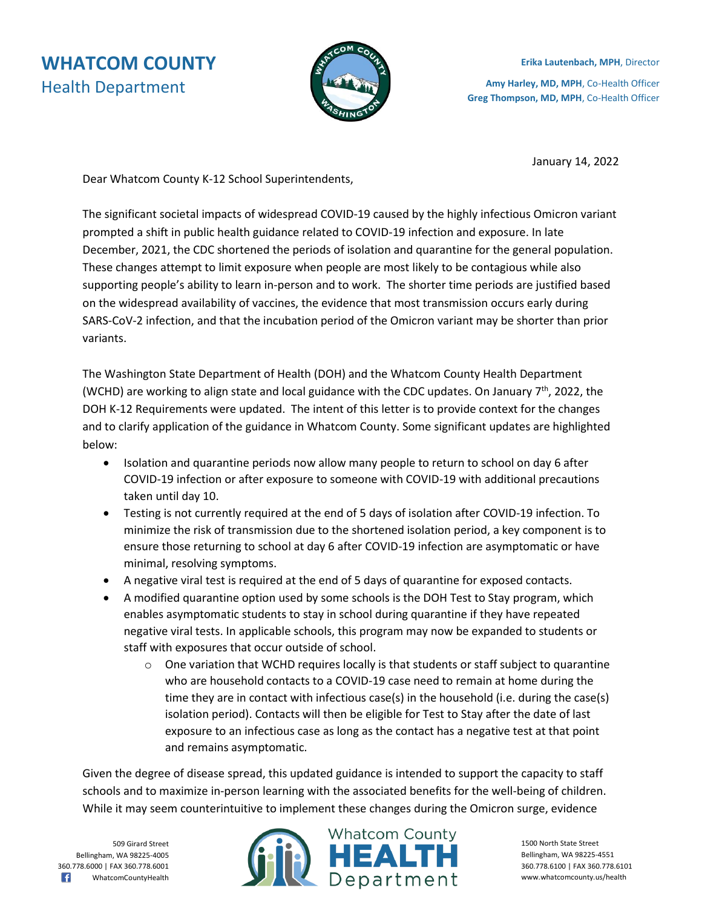# WHATCOM COUNTY
## Health Department

**Erika Lautenbach, MPH**, Director

**Amy Harley, MD, MPH**, Co-Health Officer
**Greg Thompson, MD, MPH**, Co-Health Officer

January 14, 2022

Dear Whatcom County K-12 School Superintendents,

The significant societal impacts of widespread COVID-19 caused by the highly infectious Omicron variant prompted a shift in public health guidance related to COVID-19 infection and exposure. In late December, 2021, the CDC shortened the periods of isolation and quarantine for the general population. These changes attempt to limit exposure when people are most likely to be contagious while also supporting people's ability to learn in-person and to work. The shorter time periods are justified based on the widespread availability of vaccines, the evidence that most transmission occurs early during SARS-CoV-2 infection, and that the incubation period of the Omicron variant may be shorter than prior variants.

The Washington State Department of Health (DOH) and the Whatcom County Health Department (WCHD) are working to align state and local guidance with the CDC updates. On January 7th, 2022, the DOH K-12 Requirements were updated. The intent of this letter is to provide context for the changes and to clarify application of the guidance in Whatcom County. Some significant updates are highlighted below:

- Isolation and quarantine periods now allow many people to return to school on day 6 after COVID-19 infection or after exposure to someone with COVID-19 with additional precautions taken until day 10.
- Testing is not currently required at the end of 5 days of isolation after COVID-19 infection. To minimize the risk of transmission due to the shortened isolation period, a key component is to ensure those returning to school at day 6 after COVID-19 infection are asymptomatic or have minimal, resolving symptoms.
- A negative viral test is required at the end of 5 days of quarantine for exposed contacts.
- A modified quarantine option used by some schools is the DOH Test to Stay program, which enables asymptomatic students to stay in school during quarantine if they have repeated negative viral tests. In applicable schools, this program may now be expanded to students or staff with exposures that occur outside of school.
    - One variation that WCHD requires locally is that students or staff subject to quarantine who are household contacts to a COVID-19 case need to remain at home during the time they are in contact with infectious case(s) in the household (i.e. during the case(s) isolation period). Contacts will then be eligible for Test to Stay after the date of last exposure to an infectious case as long as the contact has a negative test at that point and remains asymptomatic.

Given the degree of disease spread, this updated guidance is intended to support the capacity to staff schools and to maximize in-person learning with the associated benefits for the well-being of children. While it may seem counterintuitive to implement these changes during the Omicron surge, evidence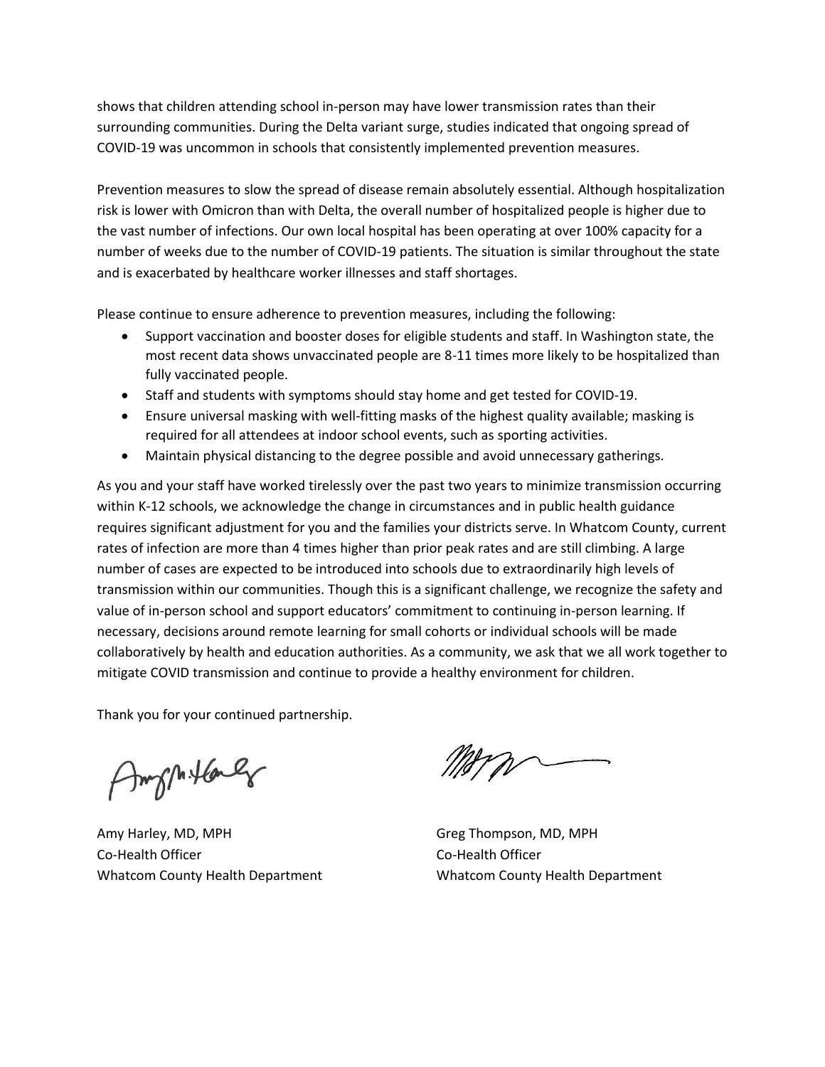shows that children attending school in-person may have lower transmission rates than their surrounding communities. During the Delta variant surge, studies indicated that ongoing spread of COVID-19 was uncommon in schools that consistently implemented prevention measures.

Prevention measures to slow the spread of disease remain absolutely essential. Although hospitalization risk is lower with Omicron than with Delta, the overall number of hospitalized people is higher due to the vast number of infections. Our own local hospital has been operating at over 100% capacity for a number of weeks due to the number of COVID-19 patients. The situation is similar throughout the state and is exacerbated by healthcare worker illnesses and staff shortages.

Please continue to ensure adherence to prevention measures, including the following:

- Support vaccination and booster doses for eligible students and staff. In Washington state, the most recent data shows unvaccinated people are 8-11 times more likely to be hospitalized than fully vaccinated people.
- Staff and students with symptoms should stay home and get tested for COVID-19.
- Ensure universal masking with well-fitting masks of the highest quality available; masking is required for all attendees at indoor school events, such as sporting activities.
- Maintain physical distancing to the degree possible and avoid unnecessary gatherings.

As you and your staff have worked tirelessly over the past two years to minimize transmission occurring within K-12 schools, we acknowledge the change in circumstances and in public health guidance requires significant adjustment for you and the families your districts serve. In Whatcom County, current rates of infection are more than 4 times higher than prior peak rates and are still climbing. A large number of cases are expected to be introduced into schools due to extraordinarily high levels of transmission within our communities. Though this is a significant challenge, we recognize the safety and value of in-person school and support educators' commitment to continuing in-person learning. If necessary, decisions around remote learning for small cohorts or individual schools will be made collaboratively by health and education authorities. As a community, we ask that we all work together to mitigate COVID transmission and continue to provide a healthy environment for children.

Thank you for your continued partnership.

Amy Harley, MD, MPH
Co-Health Officer
Whatcom County Health Department

Greg Thompson, MD, MPH
Co-Health Officer
Whatcom County Health Department